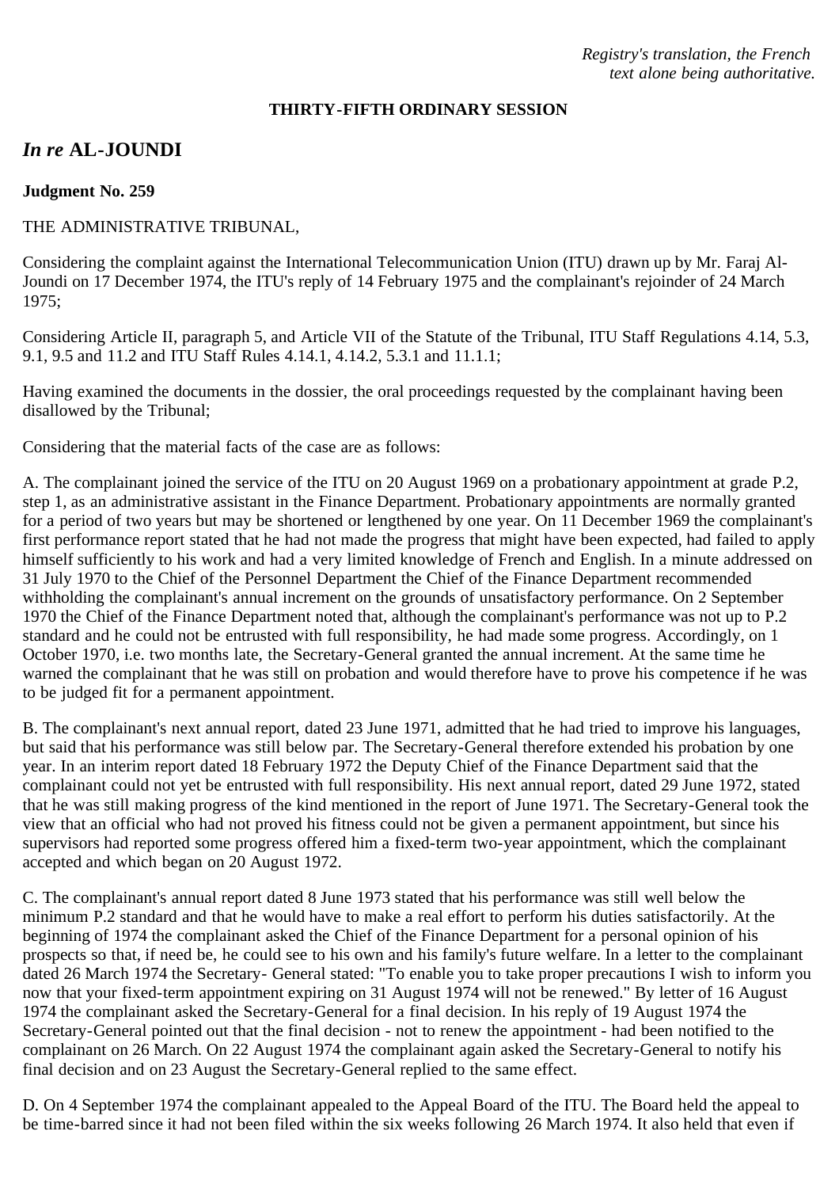*Registry's translation, the French text alone being authoritative.*

**THIRTY-FIFTH ORDINARY SESSION**

## *In re* AL-JOUNDI

**Judgment No. 259**

THE ADMINISTRATIVE TRIBUNAL,

Considering the complaint against the International Telecommunication Union (ITU) drawn up by Mr. Faraj Al-Joundi on 17 December 1974, the ITU's reply of 14 February 1975 and the complainant's rejoinder of 24 March 1975;

Considering Article II, paragraph 5, and Article VII of the Statute of the Tribunal, ITU Staff Regulations 4.14, 5.3, 9.1, 9.5 and 11.2 and ITU Staff Rules 4.14.1, 4.14.2, 5.3.1 and 11.1.1;

Having examined the documents in the dossier, the oral proceedings requested by the complainant having been disallowed by the Tribunal;

Considering that the material facts of the case are as follows:

A. The complainant joined the service of the ITU on 20 August 1969 on a probationary appointment at grade P.2, step 1, as an administrative assistant in the Finance Department. Probationary appointments are normally granted for a period of two years but may be shortened or lengthened by one year. On 11 December 1969 the complainant's first performance report stated that he had not made the progress that might have been expected, had failed to apply himself sufficiently to his work and had a very limited knowledge of French and English. In a minute addressed on 31 July 1970 to the Chief of the Personnel Department the Chief of the Finance Department recommended withholding the complainant's annual increment on the grounds of unsatisfactory performance. On 2 September 1970 the Chief of the Finance Department noted that, although the complainant's performance was not up to P.2 standard and he could not be entrusted with full responsibility, he had made some progress. Accordingly, on 1 October 1970, i.e. two months late, the Secretary-General granted the annual increment. At the same time he warned the complainant that he was still on probation and would therefore have to prove his competence if he was to be judged fit for a permanent appointment.

B. The complainant's next annual report, dated 23 June 1971, admitted that he had tried to improve his languages, but said that his performance was still below par. The Secretary-General therefore extended his probation by one year. In an interim report dated 18 February 1972 the Deputy Chief of the Finance Department said that the complainant could not yet be entrusted with full responsibility. His next annual report, dated 29 June 1972, stated that he was still making progress of the kind mentioned in the report of June 1971. The Secretary-General took the view that an official who had not proved his fitness could not be given a permanent appointment, but since his supervisors had reported some progress offered him a fixed-term two-year appointment, which the complainant accepted and which began on 20 August 1972.

C. The complainant's annual report dated 8 June 1973 stated that his performance was still well below the minimum P.2 standard and that he would have to make a real effort to perform his duties satisfactorily. At the beginning of 1974 the complainant asked the Chief of the Finance Department for a personal opinion of his prospects so that, if need be, he could see to his own and his family's future welfare. In a letter to the complainant dated 26 March 1974 the Secretary- General stated: "To enable you to take proper precautions I wish to inform you now that your fixed-term appointment expiring on 31 August 1974 will not be renewed." By letter of 16 August 1974 the complainant asked the Secretary-General for a final decision. In his reply of 19 August 1974 the Secretary-General pointed out that the final decision - not to renew the appointment - had been notified to the complainant on 26 March. On 22 August 1974 the complainant again asked the Secretary-General to notify his final decision and on 23 August the Secretary-General replied to the same effect.

D. On 4 September 1974 the complainant appealed to the Appeal Board of the ITU. The Board held the appeal to be time-barred since it had not been filed within the six weeks following 26 March 1974. It also held that even if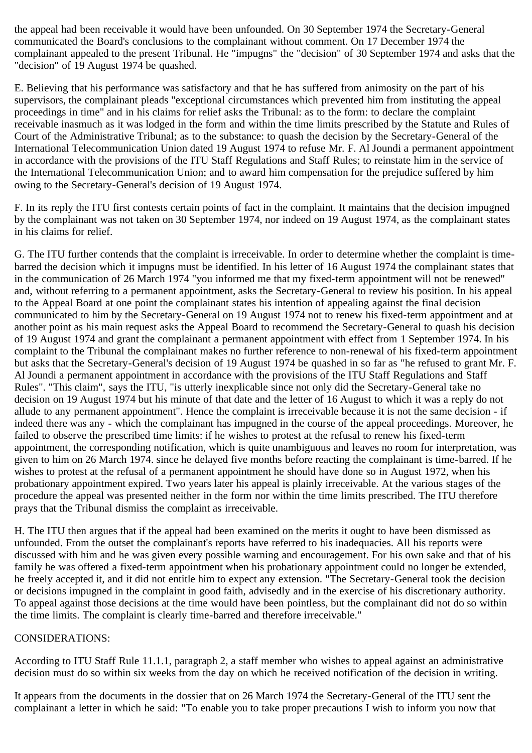the appeal had been receivable it would have been unfounded. On 30 September 1974 the Secretary-General communicated the Board's conclusions to the complainant without comment. On 17 December 1974 the complainant appealed to the present Tribunal. He "impugns" the "decision" of 30 September 1974 and asks that the "decision" of 19 August 1974 be quashed.

E. Believing that his performance was satisfactory and that he has suffered from animosity on the part of his supervisors, the complainant pleads "exceptional circumstances which prevented him from instituting the appeal proceedings in time" and in his claims for relief asks the Tribunal: as to the form: to declare the complaint receivable inasmuch as it was lodged in the form and within the time limits prescribed by the Statute and Rules of Court of the Administrative Tribunal; as to the substance: to quash the decision by the Secretary-General of the International Telecommunication Union dated 19 August 1974 to refuse Mr. F. Al Joundi a permanent appointment in accordance with the provisions of the ITU Staff Regulations and Staff Rules; to reinstate him in the service of the International Telecommunication Union; and to award him compensation for the prejudice suffered by him owing to the Secretary-General's decision of 19 August 1974.

F. In its reply the ITU first contests certain points of fact in the complaint. It maintains that the decision impugned by the complainant was not taken on 30 September 1974, nor indeed on 19 August 1974, as the complainant states in his claims for relief.

G. The ITU further contends that the complaint is irreceivable. In order to determine whether the complaint is time-barred the decision which it impugns must be identified. In his letter of 16 August 1974 the complainant states that in the communication of 26 March 1974 "you informed me that my fixed-term appointment will not be renewed" and, without referring to a permanent appointment, asks the Secretary-General to review his position. In his appeal to the Appeal Board at one point the complainant states his intention of appealing against the final decision communicated to him by the Secretary-General on 19 August 1974 not to renew his fixed-term appointment and at another point as his main request asks the Appeal Board to recommend the Secretary-General to quash his decision of 19 August 1974 and grant the complainant a permanent appointment with effect from 1 September 1974. In his complaint to the Tribunal the complainant makes no further reference to non-renewal of his fixed-term appointment but asks that the Secretary-General's decision of 19 August 1974 be quashed in so far as "he refused to grant Mr. F. Al Joundi a permanent appointment in accordance with the provisions of the ITU Staff Regulations and Staff Rules". "This claim", says the ITU, "is utterly inexplicable since not only did the Secretary-General take no decision on 19 August 1974 but his minute of that date and the letter of 16 August to which it was a reply do not allude to any permanent appointment". Hence the complaint is irreceivable because it is not the same decision - if indeed there was any - which the complainant has impugned in the course of the appeal proceedings. Moreover, he failed to observe the prescribed time limits: if he wishes to protest at the refusal to renew his fixed-term appointment, the corresponding notification, which is quite unambiguous and leaves no room for interpretation, was given to him on 26 March 1974. since he delayed five months before reacting the complainant is time-barred. If he wishes to protest at the refusal of a permanent appointment he should have done so in August 1972, when his probationary appointment expired. Two years later his appeal is plainly irreceivable. At the various stages of the procedure the appeal was presented neither in the form nor within the time limits prescribed. The ITU therefore prays that the Tribunal dismiss the complaint as irreceivable.

H. The ITU then argues that if the appeal had been examined on the merits it ought to have been dismissed as unfounded. From the outset the complainant's reports have referred to his inadequacies. All his reports were discussed with him and he was given every possible warning and encouragement. For his own sake and that of his family he was offered a fixed-term appointment when his probationary appointment could no longer be extended, he freely accepted it, and it did not entitle him to expect any extension. "The Secretary-General took the decision or decisions impugned in the complaint in good faith, advisedly and in the exercise of his discretionary authority. To appeal against those decisions at the time would have been pointless, but the complainant did not do so within the time limits. The complaint is clearly time-barred and therefore irreceivable."

CONSIDERATIONS:

According to ITU Staff Rule 11.1.1, paragraph 2, a staff member who wishes to appeal against an administrative decision must do so within six weeks from the day on which he received notification of the decision in writing.

It appears from the documents in the dossier that on 26 March 1974 the Secretary-General of the ITU sent the complainant a letter in which he said: "To enable you to take proper precautions I wish to inform you now that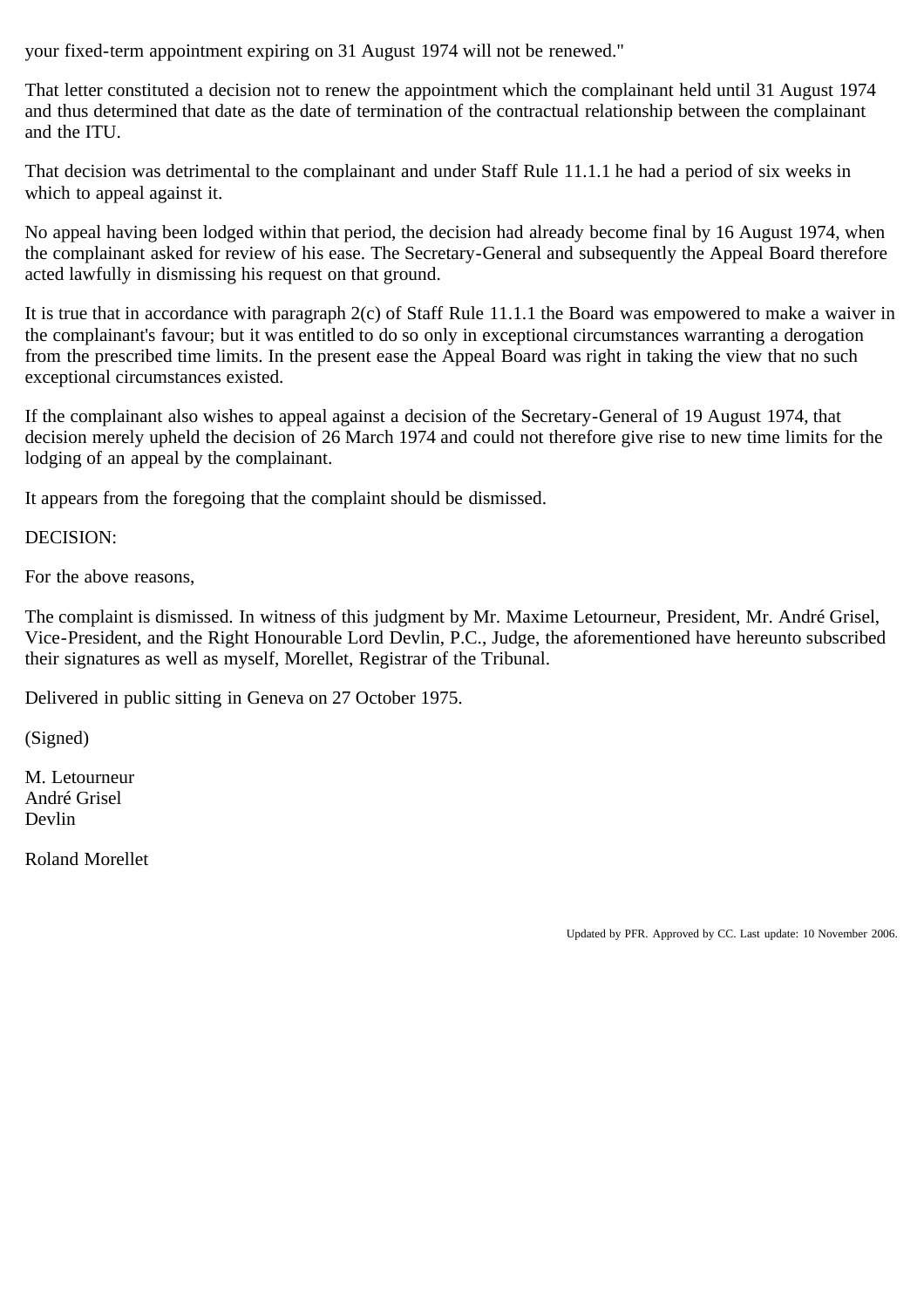your fixed-term appointment expiring on 31 August 1974 will not be renewed."

That letter constituted a decision not to renew the appointment which the complainant held until 31 August 1974 and thus determined that date as the date of termination of the contractual relationship between the complainant and the ITU.

That decision was detrimental to the complainant and under Staff Rule 11.1.1 he had a period of six weeks in which to appeal against it.

No appeal having been lodged within that period, the decision had already become final by 16 August 1974, when the complainant asked for review of his ease. The Secretary-General and subsequently the Appeal Board therefore acted lawfully in dismissing his request on that ground.

It is true that in accordance with paragraph 2(c) of Staff Rule 11.1.1 the Board was empowered to make a waiver in the complainant's favour; but it was entitled to do so only in exceptional circumstances warranting a derogation from the prescribed time limits. In the present ease the Appeal Board was right in taking the view that no such exceptional circumstances existed.

If the complainant also wishes to appeal against a decision of the Secretary-General of 19 August 1974, that decision merely upheld the decision of 26 March 1974 and could not therefore give rise to new time limits for the lodging of an appeal by the complainant.

It appears from the foregoing that the complaint should be dismissed.

DECISION:

For the above reasons,

The complaint is dismissed. In witness of this judgment by Mr. Maxime Letourneur, President, Mr. André Grisel, Vice-President, and the Right Honourable Lord Devlin, P.C., Judge, the aforementioned have hereunto subscribed their signatures as well as myself, Morellet, Registrar of the Tribunal.

Delivered in public sitting in Geneva on 27 October 1975.

(Signed)

M. Letourneur
André Grisel
Devlin

Roland Morellet

Updated by PFR. Approved by CC. Last update: 10 November 2006.